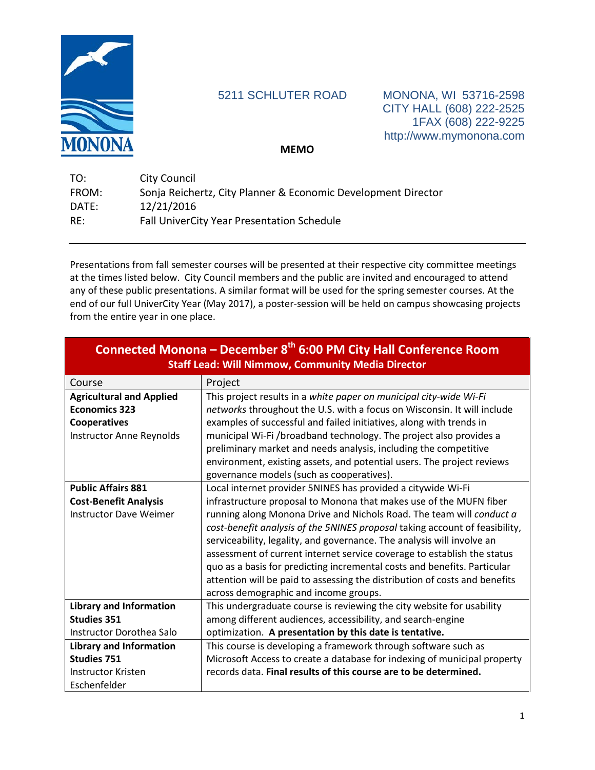5211 SCHLUTER ROAD

MONONA, WI 53716-2598
CITY HALL (608) 222-2525
1FAX (608) 222-9225
http://www.mymonona.com

**MEMO**

TO: City Council
FROM: Sonja Reichertz, City Planner & Economic Development Director
DATE: 12/21/2016
RE: Fall UniverCity Year Presentation Schedule

---

Presentations from fall semester courses will be presented at their respective city committee meetings at the times listed below. City Council members and the public are invited and encouraged to attend any of these public presentations. A similar format will be used for the spring semester courses. At the end of our full UniverCity Year (May 2017), a poster-session will be held on campus showcasing projects from the entire year in one place.

**Connected Monona – December 8th 6:00 PM City Hall Conference Room**
**Staff Lead: Will Nimmow, Community Media Director**

| Course | Project |
| --- | --- |
| **Agricultural and Applied Economics 323 Cooperatives** Instructor Anne Reynolds | This project results in a *white paper on municipal city-wide Wi-Fi networks* throughout the U.S. with a focus on Wisconsin. It will include examples of successful and failed initiatives, along with trends in municipal Wi-Fi /broadband technology. The project also provides a preliminary market and needs analysis, including the competitive environment, existing assets, and potential users. The project reviews governance models (such as cooperatives). |
| **Public Affairs 881 Cost-Benefit Analysis** Instructor Dave Weimer | Local internet provider 5NINES has provided a citywide Wi-Fi infrastructure proposal to Monona that makes use of the MUFN fiber running along Monona Drive and Nichols Road. The team will *conduct a cost-benefit analysis of the 5NINES proposal* taking account of feasibility, serviceability, legality, and governance. The analysis will involve an assessment of current internet service coverage to establish the status quo as a basis for predicting incremental costs and benefits. Particular attention will be paid to assessing the distribution of costs and benefits across demographic and income groups. |
| **Library and Information Studies 351** Instructor Dorothea Salo | This undergraduate course is reviewing the city website for usability among different audiences, accessibility, and search-engine optimization. **A presentation by this date is tentative.** |
| **Library and Information Studies 751** Instructor Kristen Eschenfelder | This course is developing a framework through software such as Microsoft Access to create a database for indexing of municipal property records data. **Final results of this course are to be determined.** |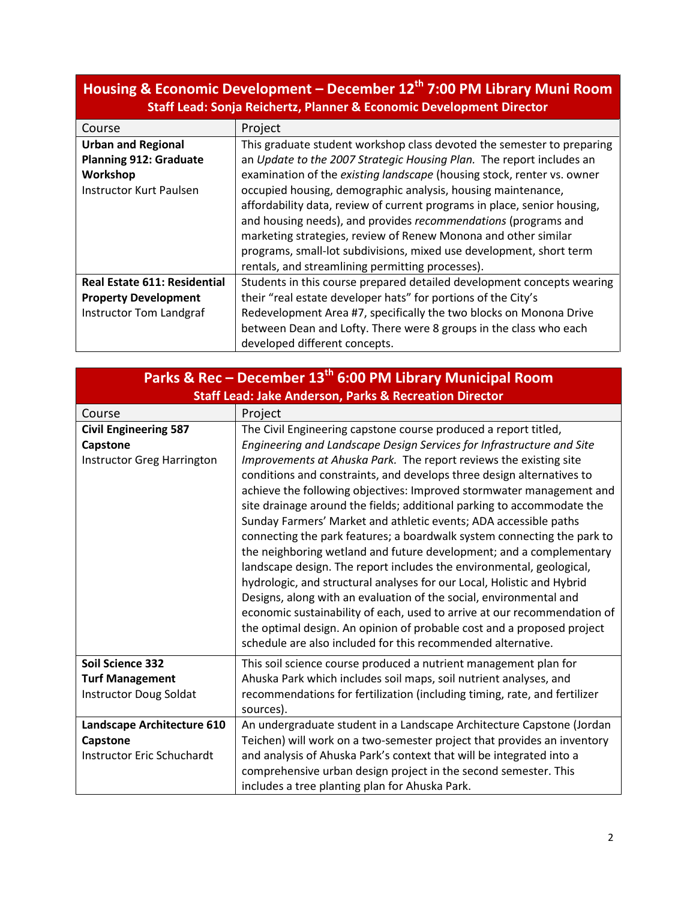## Housing & Economic Development – December 12th 7:00 PM Library Muni Room

**Staff Lead: Sonja Reichertz, Planner & Economic Development Director**

| Course | Project |
|---|---|
| **Urban and Regional Planning 912: Graduate Workshop**<br>Instructor Kurt Paulsen | This graduate student workshop class devoted the semester to preparing an *Update to the 2007 Strategic Housing Plan.* The report includes an examination of the *existing landscape* (housing stock, renter vs. owner occupied housing, demographic analysis, housing maintenance, affordability data, review of current programs in place, senior housing, and housing needs), and provides *recommendations* (programs and marketing strategies, review of Renew Monona and other similar programs, small-lot subdivisions, mixed use development, short term rentals, and streamlining permitting processes). |
| **Real Estate 611: Residential Property Development**<br>Instructor Tom Landgraf | Students in this course prepared detailed development concepts wearing their "real estate developer hats" for portions of the City's Redevelopment Area #7, specifically the two blocks on Monona Drive between Dean and Lofty. There were 8 groups in the class who each developed different concepts. |

## Parks & Rec – December 13th 6:00 PM Library Municipal Room

**Staff Lead: Jake Anderson, Parks & Recreation Director**

| Course | Project |
|---|---|
| **Civil Engineering 587 Capstone**<br>Instructor Greg Harrington | The Civil Engineering capstone course produced a report titled, *Engineering and Landscape Design Services for Infrastructure and Site Improvements at Ahuska Park.* The report reviews the existing site conditions and constraints, and develops three design alternatives to achieve the following objectives: Improved stormwater management and site drainage around the fields; additional parking to accommodate the Sunday Farmers' Market and athletic events; ADA accessible paths connecting the park features; a boardwalk system connecting the park to the neighboring wetland and future development; and a complementary landscape design. The report includes the environmental, geological, hydrologic, and structural analyses for our Local, Holistic and Hybrid Designs, along with an evaluation of the social, environmental and economic sustainability of each, used to arrive at our recommendation of the optimal design. An opinion of probable cost and a proposed project schedule are also included for this recommended alternative. |
| **Soil Science 332 Turf Management**<br>Instructor Doug Soldat | This soil science course produced a nutrient management plan for Ahuska Park which includes soil maps, soil nutrient analyses, and recommendations for fertilization (including timing, rate, and fertilizer sources). |
| **Landscape Architecture 610 Capstone**<br>Instructor Eric Schuchardt | An undergraduate student in a Landscape Architecture Capstone (Jordan Teichen) will work on a two-semester project that provides an inventory and analysis of Ahuska Park's context that will be integrated into a comprehensive urban design project in the second semester. This includes a tree planting plan for Ahuska Park. |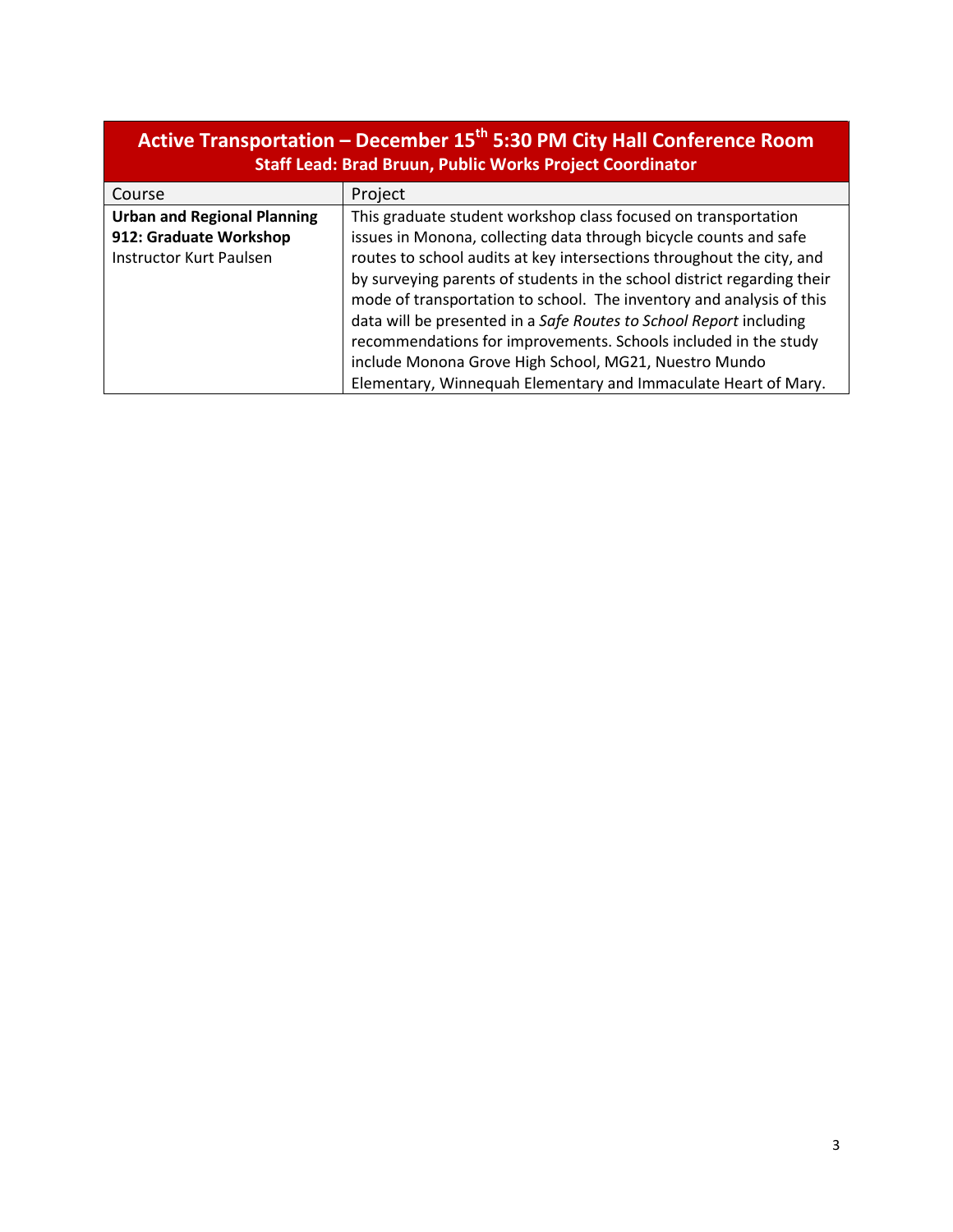## Active Transportation – December 15th 5:30 PM City Hall Conference Room

**Staff Lead: Brad Bruun, Public Works Project Coordinator**

| Course | Project |
| --- | --- |
| **Urban and Regional Planning 912: Graduate Workshop** Instructor Kurt Paulsen | This graduate student workshop class focused on transportation issues in Monona, collecting data through bicycle counts and safe routes to school audits at key intersections throughout the city, and by surveying parents of students in the school district regarding their mode of transportation to school. The inventory and analysis of this data will be presented in a *Safe Routes to School Report* including recommendations for improvements. Schools included in the study include Monona Grove High School, MG21, Nuestro Mundo Elementary, Winnequah Elementary and Immaculate Heart of Mary. |